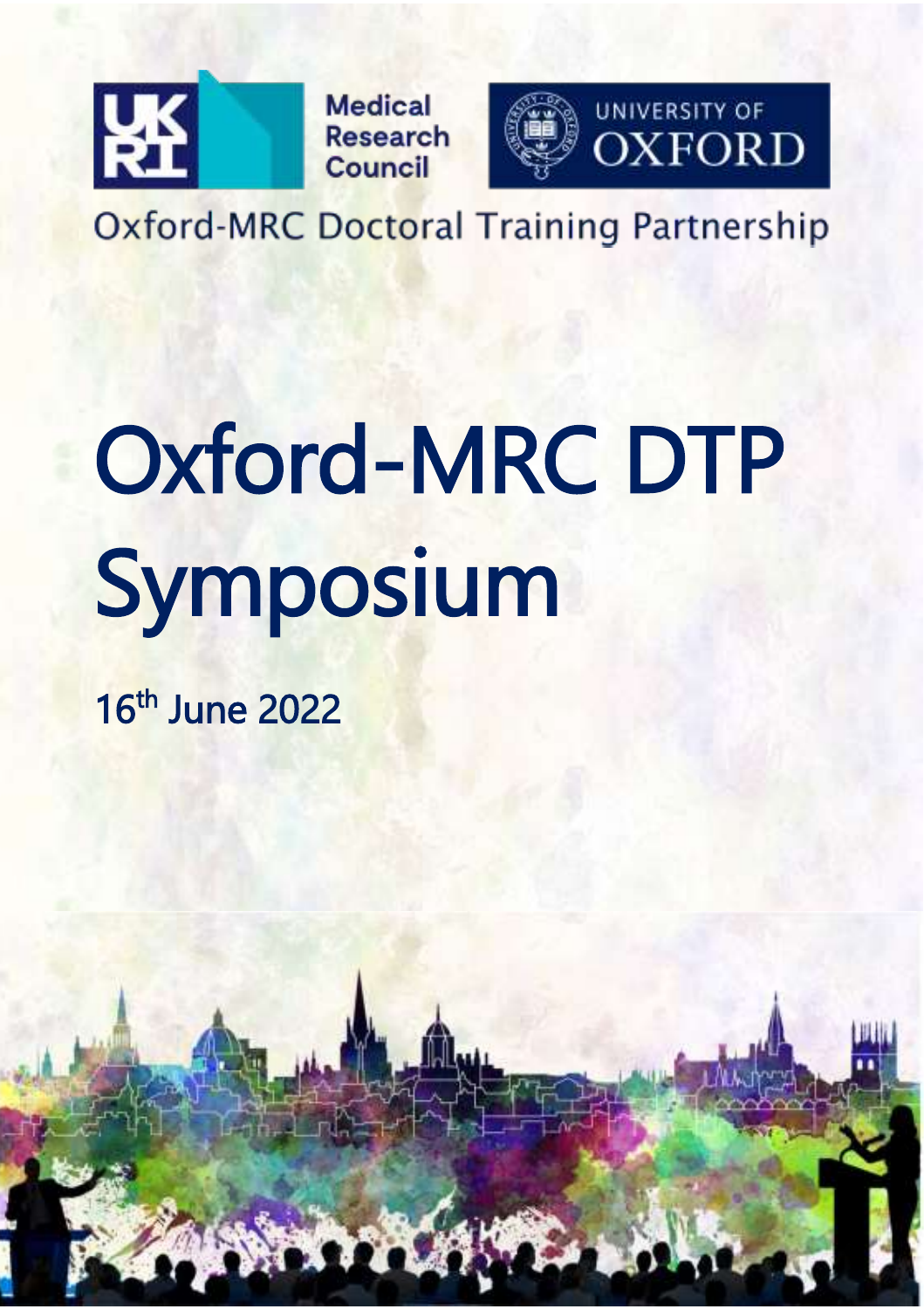UKRI Medical Research Council

UNIVERSITY OF OXFORD

Oxford-MRC Doctoral Training Partnership

# Oxford-MRC DTP Symposium

16th June 2022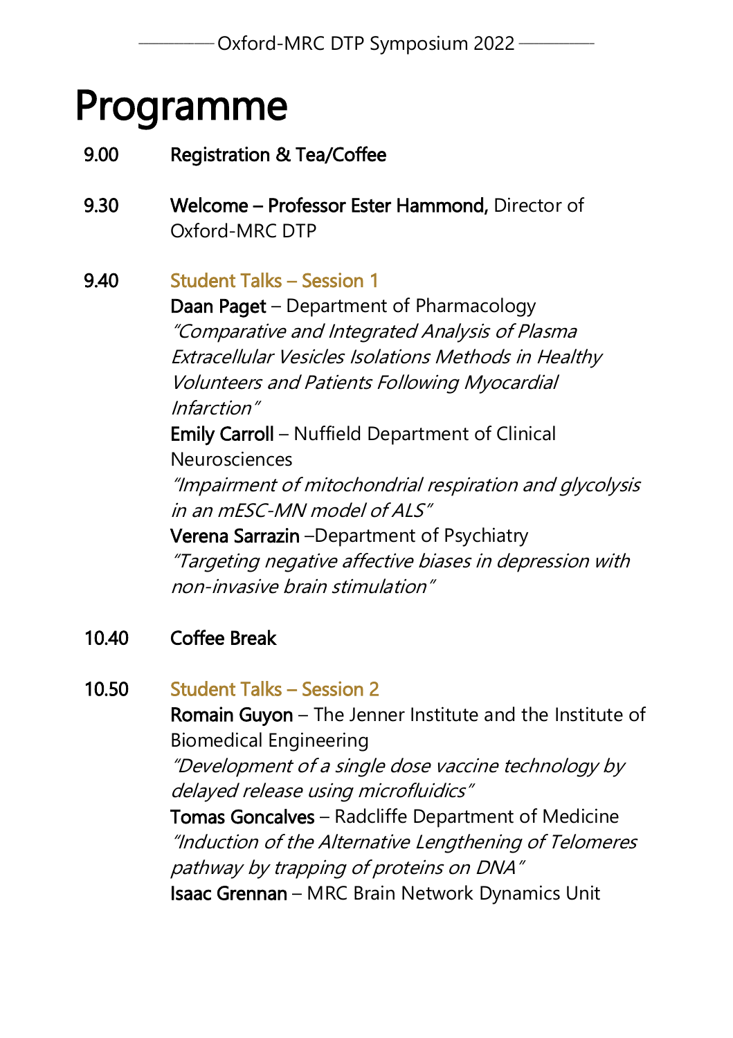# Programme

**9.00** **Registration & Tea/Coffee**

**9.30** **Welcome – Professor Ester Hammond,** Director of Oxford-MRC DTP

**9.40** **Student Talks – Session 1**

**Daan Paget** – Department of Pharmacology
*"Comparative and Integrated Analysis of Plasma Extracellular Vesicles Isolations Methods in Healthy Volunteers and Patients Following Myocardial Infarction"*

**Emily Carroll** – Nuffield Department of Clinical Neurosciences
*"Impairment of mitochondrial respiration and glycolysis in an mESC-MN model of ALS"*

**Verena Sarrazin** –Department of Psychiatry
*"Targeting negative affective biases in depression with non-invasive brain stimulation"*

**10.40** **Coffee Break**

**10.50** **Student Talks – Session 2**

**Romain Guyon** – The Jenner Institute and the Institute of Biomedical Engineering
*"Development of a single dose vaccine technology by delayed release using microfluidics"*

**Tomas Goncalves** – Radcliffe Department of Medicine
*"Induction of the Alternative Lengthening of Telomeres pathway by trapping of proteins on DNA"*

**Isaac Grennan** – MRC Brain Network Dynamics Unit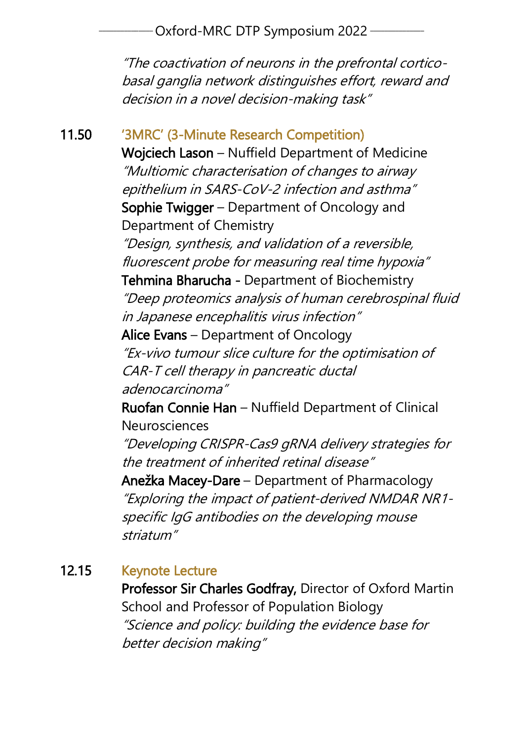*"The coactivation of neurons in the prefrontal cortico-basal ganglia network distinguishes effort, reward and decision in a novel decision-making task"*

**11.50** **'3MRC' (3-Minute Research Competition)**

**Wojciech Lason** – Nuffield Department of Medicine
*"Multiomic characterisation of changes to airway epithelium in SARS-CoV-2 infection and asthma"*

**Sophie Twigger** – Department of Oncology and Department of Chemistry
*"Design, synthesis, and validation of a reversible, fluorescent probe for measuring real time hypoxia"*

**Tehmina Bharucha** - Department of Biochemistry
*"Deep proteomics analysis of human cerebrospinal fluid in Japanese encephalitis virus infection"*

**Alice Evans** – Department of Oncology
*"Ex-vivo tumour slice culture for the optimisation of CAR-T cell therapy in pancreatic ductal adenocarcinoma"*

**Ruofan Connie Han** – Nuffield Department of Clinical Neurosciences
*"Developing CRISPR-Cas9 gRNA delivery strategies for the treatment of inherited retinal disease"*

**Anežka Macey-Dare** – Department of Pharmacology
*"Exploring the impact of patient-derived NMDAR NR1-specific IgG antibodies on the developing mouse striatum"*

**12.15** **Keynote Lecture**

**Professor Sir Charles Godfray,** Director of Oxford Martin School and Professor of Population Biology
*"Science and policy: building the evidence base for better decision making"*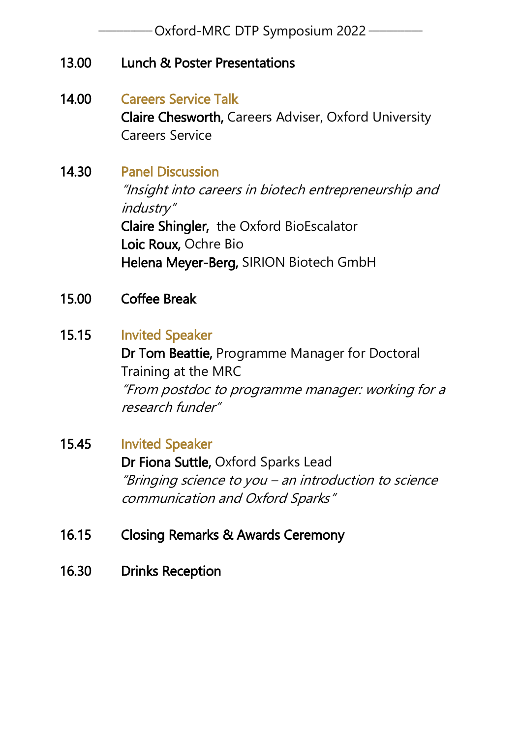Oxford-MRC DTP Symposium 2022

**13.00** **Lunch & Poster Presentations**

**14.00** Careers Service Talk
**Claire Chesworth,** Careers Adviser, Oxford University Careers Service

**14.30** Panel Discussion
*"Insight into careers in biotech entrepreneurship and industry"*
**Claire Shingler,** the Oxford BioEscalator
**Loic Roux,** Ochre Bio
**Helena Meyer-Berg,** SIRION Biotech GmbH

**15.00** **Coffee Break**

**15.15** Invited Speaker
**Dr Tom Beattie,** Programme Manager for Doctoral Training at the MRC
*"From postdoc to programme manager: working for a research funder"*

**15.45** Invited Speaker
**Dr Fiona Suttle,** Oxford Sparks Lead
*"Bringing science to you – an introduction to science communication and Oxford Sparks"*

**16.15** **Closing Remarks & Awards Ceremony**

**16.30** **Drinks Reception**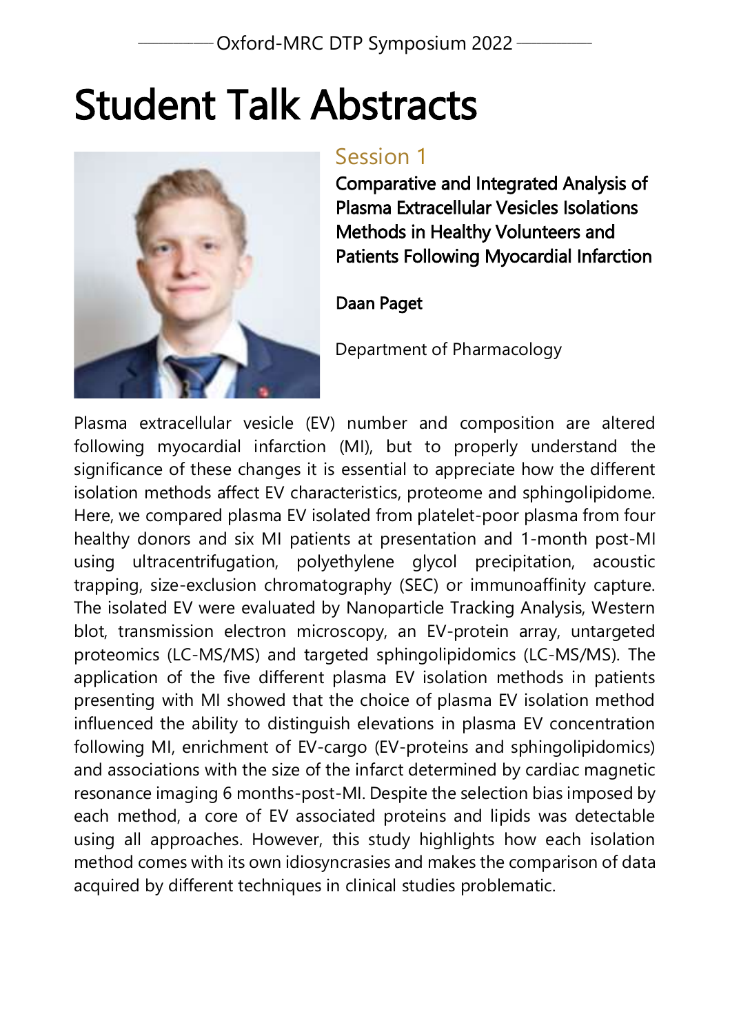# Student Talk Abstracts

## Session 1

### Comparative and Integrated Analysis of Plasma Extracellular Vesicles Isolations Methods in Healthy Volunteers and Patients Following Myocardial Infarction

**Daan Paget**

Department of Pharmacology

Plasma extracellular vesicle (EV) number and composition are altered following myocardial infarction (MI), but to properly understand the significance of these changes it is essential to appreciate how the different isolation methods affect EV characteristics, proteome and sphingolipidome. Here, we compared plasma EV isolated from platelet-poor plasma from four healthy donors and six MI patients at presentation and 1-month post-MI using ultracentrifugation, polyethylene glycol precipitation, acoustic trapping, size-exclusion chromatography (SEC) or immunoaffinity capture. The isolated EV were evaluated by Nanoparticle Tracking Analysis, Western blot, transmission electron microscopy, an EV-protein array, untargeted proteomics (LC-MS/MS) and targeted sphingolipidomics (LC-MS/MS). The application of the five different plasma EV isolation methods in patients presenting with MI showed that the choice of plasma EV isolation method influenced the ability to distinguish elevations in plasma EV concentration following MI, enrichment of EV-cargo (EV-proteins and sphingolipidomics) and associations with the size of the infarct determined by cardiac magnetic resonance imaging 6 months-post-MI. Despite the selection bias imposed by each method, a core of EV associated proteins and lipids was detectable using all approaches. However, this study highlights how each isolation method comes with its own idiosyncrasies and makes the comparison of data acquired by different techniques in clinical studies problematic.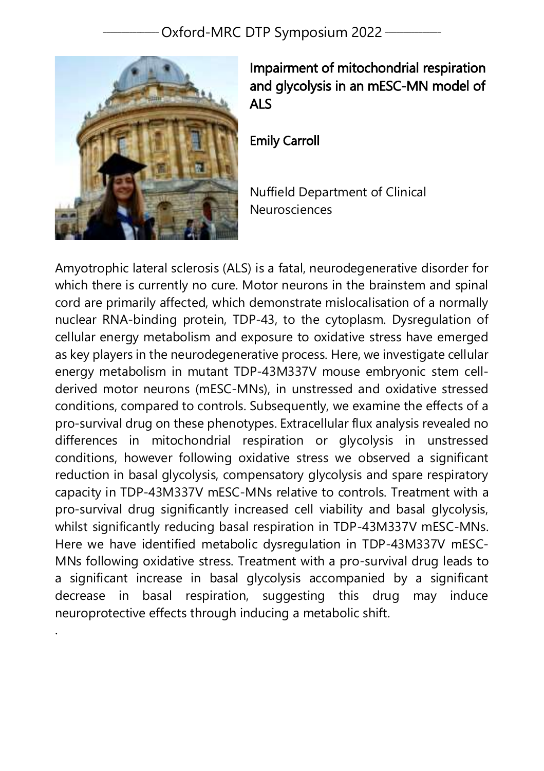## Impairment of mitochondrial respiration and glycolysis in an mESC-MN model of ALS

Emily Carroll

Nuffield Department of Clinical Neurosciences

Amyotrophic lateral sclerosis (ALS) is a fatal, neurodegenerative disorder for which there is currently no cure. Motor neurons in the brainstem and spinal cord are primarily affected, which demonstrate mislocalisation of a normally nuclear RNA-binding protein, TDP-43, to the cytoplasm. Dysregulation of cellular energy metabolism and exposure to oxidative stress have emerged as key players in the neurodegenerative process. Here, we investigate cellular energy metabolism in mutant TDP-43M337V mouse embryonic stem cell-derived motor neurons (mESC-MNs), in unstressed and oxidative stressed conditions, compared to controls. Subsequently, we examine the effects of a pro-survival drug on these phenotypes. Extracellular flux analysis revealed no differences in mitochondrial respiration or glycolysis in unstressed conditions, however following oxidative stress we observed a significant reduction in basal glycolysis, compensatory glycolysis and spare respiratory capacity in TDP-43M337V mESC-MNs relative to controls. Treatment with a pro-survival drug significantly increased cell viability and basal glycolysis, whilst significantly reducing basal respiration in TDP-43M337V mESC-MNs. Here we have identified metabolic dysregulation in TDP-43M337V mESC-MNs following oxidative stress. Treatment with a pro-survival drug leads to a significant increase in basal glycolysis accompanied by a significant decrease in basal respiration, suggesting this drug may induce neuroprotective effects through inducing a metabolic shift.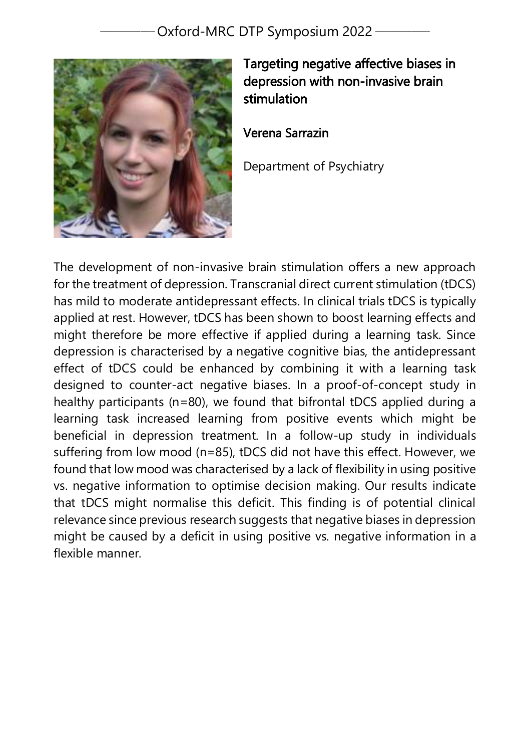# Targeting negative affective biases in depression with non-invasive brain stimulation

**Verena Sarrazin**

Department of Psychiatry

The development of non-invasive brain stimulation offers a new approach for the treatment of depression. Transcranial direct current stimulation (tDCS) has mild to moderate antidepressant effects. In clinical trials tDCS is typically applied at rest. However, tDCS has been shown to boost learning effects and might therefore be more effective if applied during a learning task. Since depression is characterised by a negative cognitive bias, the antidepressant effect of tDCS could be enhanced by combining it with a learning task designed to counter-act negative biases. In a proof-of-concept study in healthy participants (n=80), we found that bifrontal tDCS applied during a learning task increased learning from positive events which might be beneficial in depression treatment. In a follow-up study in individuals suffering from low mood (n=85), tDCS did not have this effect. However, we found that low mood was characterised by a lack of flexibility in using positive vs. negative information to optimise decision making. Our results indicate that tDCS might normalise this deficit. This finding is of potential clinical relevance since previous research suggests that negative biases in depression might be caused by a deficit in using positive vs. negative information in a flexible manner.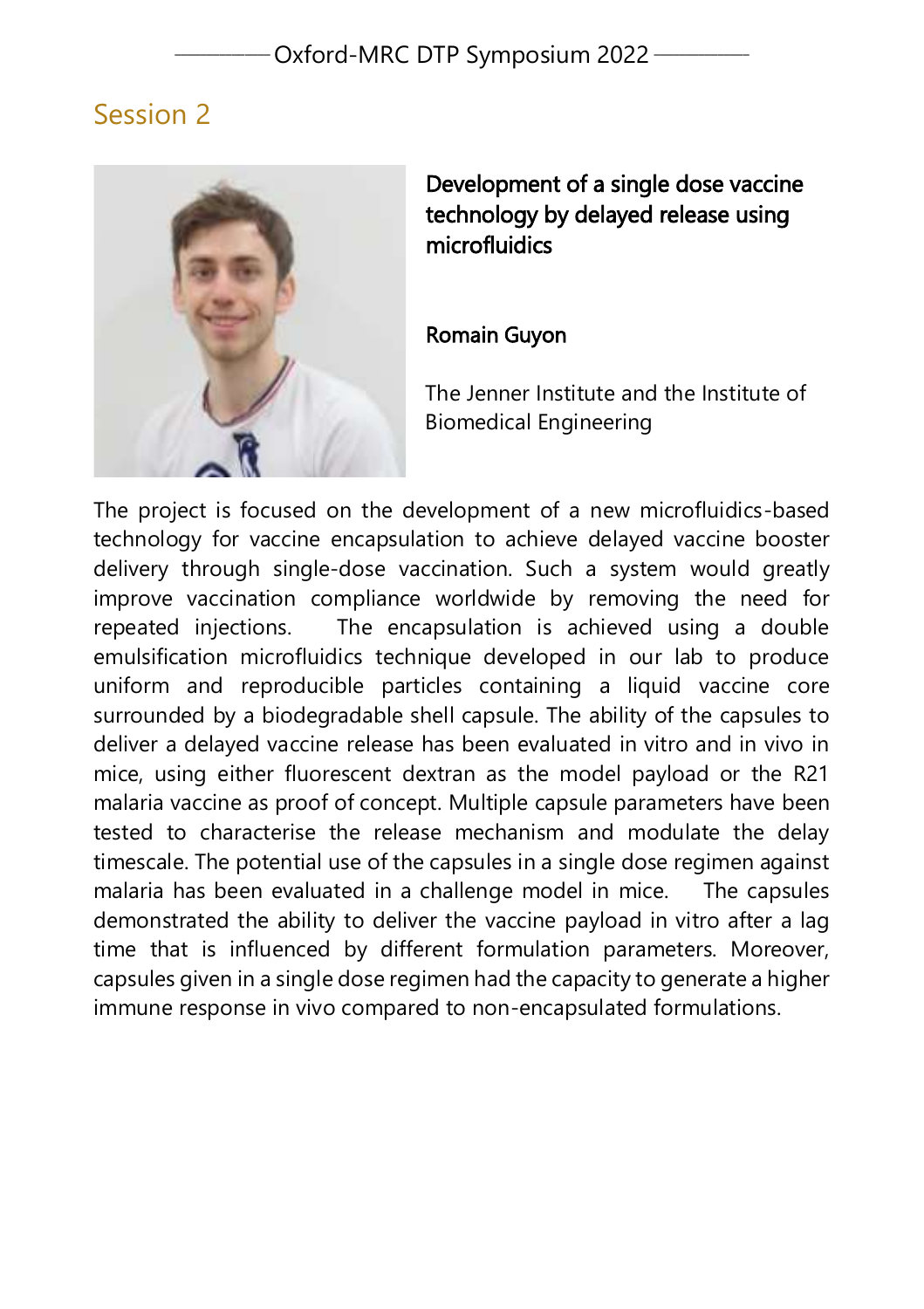## Session 2

### Development of a single dose vaccine technology by delayed release using microfluidics

**Romain Guyon**

The Jenner Institute and the Institute of Biomedical Engineering

The project is focused on the development of a new microfluidics-based technology for vaccine encapsulation to achieve delayed vaccine booster delivery through single-dose vaccination. Such a system would greatly improve vaccination compliance worldwide by removing the need for repeated injections. The encapsulation is achieved using a double emulsification microfluidics technique developed in our lab to produce uniform and reproducible particles containing a liquid vaccine core surrounded by a biodegradable shell capsule. The ability of the capsules to deliver a delayed vaccine release has been evaluated in vitro and in vivo in mice, using either fluorescent dextran as the model payload or the R21 malaria vaccine as proof of concept. Multiple capsule parameters have been tested to characterise the release mechanism and modulate the delay timescale. The potential use of the capsules in a single dose regimen against malaria has been evaluated in a challenge model in mice. The capsules demonstrated the ability to deliver the vaccine payload in vitro after a lag time that is influenced by different formulation parameters. Moreover, capsules given in a single dose regimen had the capacity to generate a higher immune response in vivo compared to non-encapsulated formulations.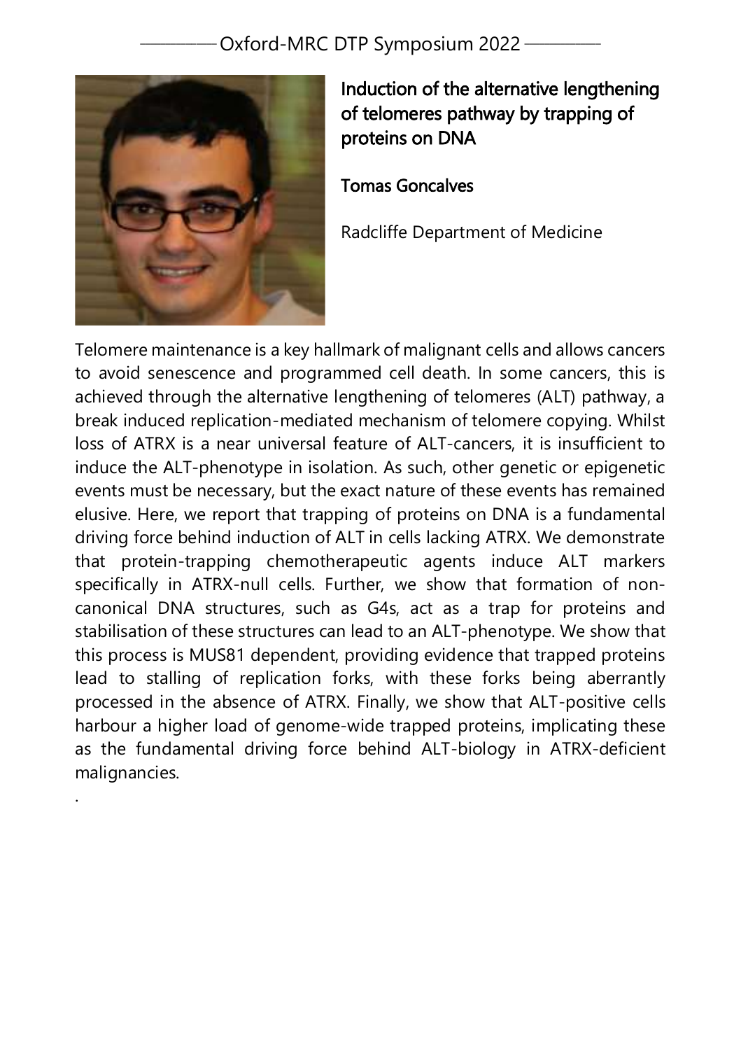# Induction of the alternative lengthening of telomeres pathway by trapping of proteins on DNA

**Tomas Goncalves**

Radcliffe Department of Medicine

Telomere maintenance is a key hallmark of malignant cells and allows cancers to avoid senescence and programmed cell death. In some cancers, this is achieved through the alternative lengthening of telomeres (ALT) pathway, a break induced replication-mediated mechanism of telomere copying. Whilst loss of ATRX is a near universal feature of ALT-cancers, it is insufficient to induce the ALT-phenotype in isolation. As such, other genetic or epigenetic events must be necessary, but the exact nature of these events has remained elusive. Here, we report that trapping of proteins on DNA is a fundamental driving force behind induction of ALT in cells lacking ATRX. We demonstrate that protein-trapping chemotherapeutic agents induce ALT markers specifically in ATRX-null cells. Further, we show that formation of non-canonical DNA structures, such as G4s, act as a trap for proteins and stabilisation of these structures can lead to an ALT-phenotype. We show that this process is MUS81 dependent, providing evidence that trapped proteins lead to stalling of replication forks, with these forks being aberrantly processed in the absence of ATRX. Finally, we show that ALT-positive cells harbour a higher load of genome-wide trapped proteins, implicating these as the fundamental driving force behind ALT-biology in ATRX-deficient malignancies.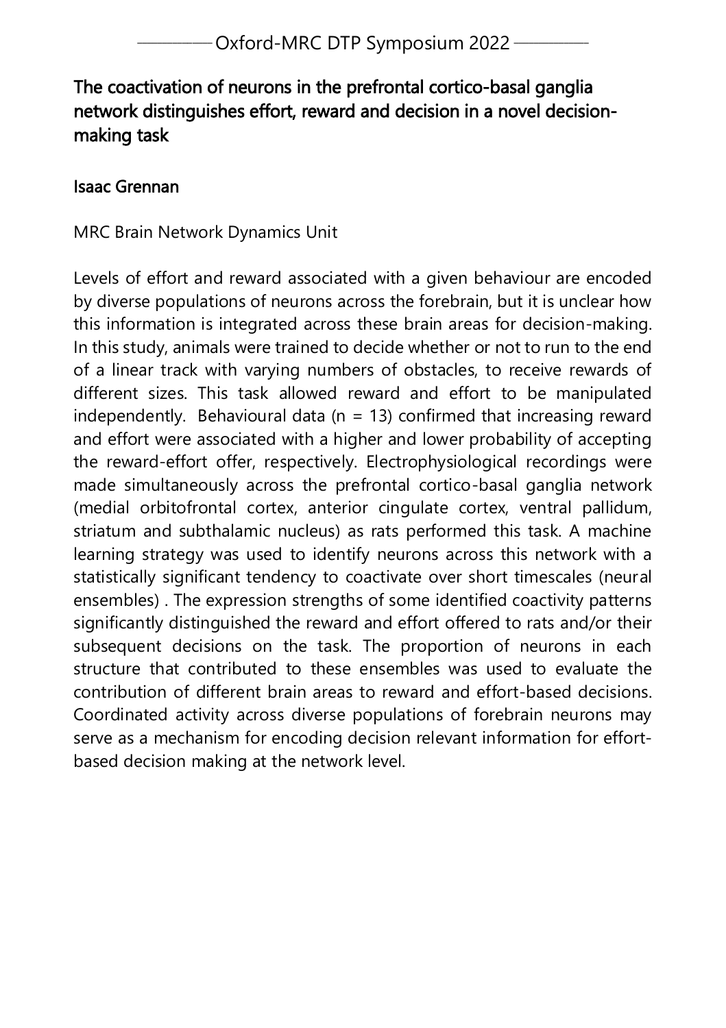## The coactivation of neurons in the prefrontal cortico-basal ganglia network distinguishes effort, reward and decision in a novel decision-making task

### Isaac Grennan

MRC Brain Network Dynamics Unit

Levels of effort and reward associated with a given behaviour are encoded by diverse populations of neurons across the forebrain, but it is unclear how this information is integrated across these brain areas for decision-making. In this study, animals were trained to decide whether or not to run to the end of a linear track with varying numbers of obstacles, to receive rewards of different sizes. This task allowed reward and effort to be manipulated independently. Behavioural data (n = 13) confirmed that increasing reward and effort were associated with a higher and lower probability of accepting the reward-effort offer, respectively. Electrophysiological recordings were made simultaneously across the prefrontal cortico-basal ganglia network (medial orbitofrontal cortex, anterior cingulate cortex, ventral pallidum, striatum and subthalamic nucleus) as rats performed this task. A machine learning strategy was used to identify neurons across this network with a statistically significant tendency to coactivate over short timescales (neural ensembles) . The expression strengths of some identified coactivity patterns significantly distinguished the reward and effort offered to rats and/or their subsequent decisions on the task. The proportion of neurons in each structure that contributed to these ensembles was used to evaluate the contribution of different brain areas to reward and effort-based decisions. Coordinated activity across diverse populations of forebrain neurons may serve as a mechanism for encoding decision relevant information for effort-based decision making at the network level.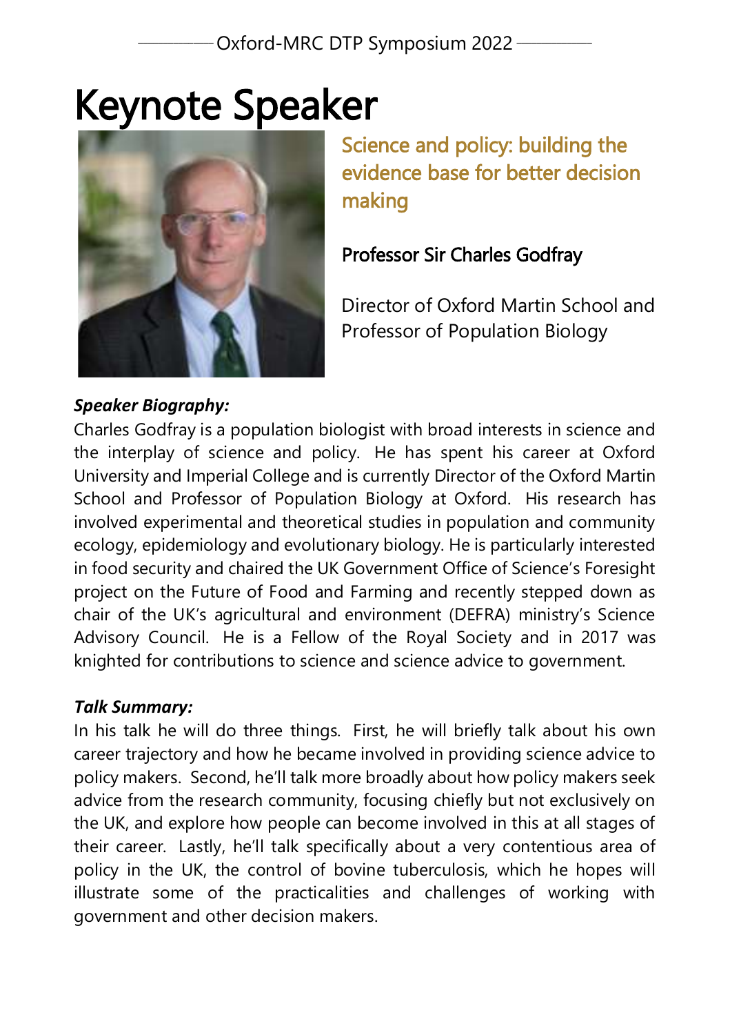# Keynote Speaker

## Science and policy: building the evidence base for better decision making

### Professor Sir Charles Godfray

Director of Oxford Martin School and Professor of Population Biology

***Speaker Biography:***

Charles Godfray is a population biologist with broad interests in science and the interplay of science and policy. He has spent his career at Oxford University and Imperial College and is currently Director of the Oxford Martin School and Professor of Population Biology at Oxford. His research has involved experimental and theoretical studies in population and community ecology, epidemiology and evolutionary biology. He is particularly interested in food security and chaired the UK Government Office of Science's Foresight project on the Future of Food and Farming and recently stepped down as chair of the UK's agricultural and environment (DEFRA) ministry's Science Advisory Council. He is a Fellow of the Royal Society and in 2017 was knighted for contributions to science and science advice to government.

***Talk Summary:***

In his talk he will do three things. First, he will briefly talk about his own career trajectory and how he became involved in providing science advice to policy makers. Second, he'll talk more broadly about how policy makers seek advice from the research community, focusing chiefly but not exclusively on the UK, and explore how people can become involved in this at all stages of their career. Lastly, he'll talk specifically about a very contentious area of policy in the UK, the control of bovine tuberculosis, which he hopes will illustrate some of the practicalities and challenges of working with government and other decision makers.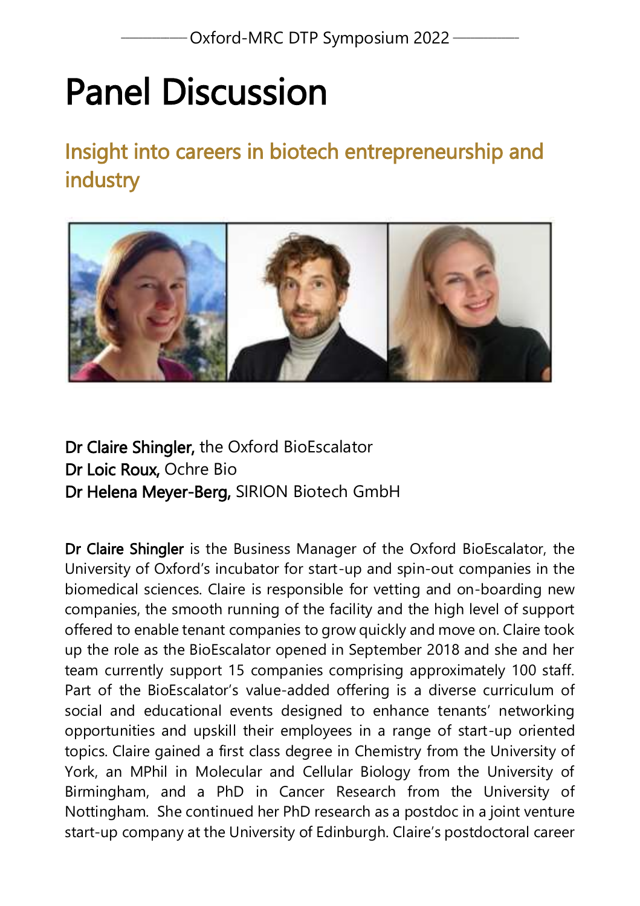# Panel Discussion

## Insight into careers in biotech entrepreneurship and industry

**Dr Claire Shingler,** the Oxford BioEscalator
**Dr Loic Roux,** Ochre Bio
**Dr Helena Meyer-Berg,** SIRION Biotech GmbH

**Dr Claire Shingler** is the Business Manager of the Oxford BioEscalator, the University of Oxford's incubator for start-up and spin-out companies in the biomedical sciences. Claire is responsible for vetting and on-boarding new companies, the smooth running of the facility and the high level of support offered to enable tenant companies to grow quickly and move on. Claire took up the role as the BioEscalator opened in September 2018 and she and her team currently support 15 companies comprising approximately 100 staff. Part of the BioEscalator's value-added offering is a diverse curriculum of social and educational events designed to enhance tenants' networking opportunities and upskill their employees in a range of start-up oriented topics. Claire gained a first class degree in Chemistry from the University of York, an MPhil in Molecular and Cellular Biology from the University of Birmingham, and a PhD in Cancer Research from the University of Nottingham. She continued her PhD research as a postdoc in a joint venture start-up company at the University of Edinburgh. Claire's postdoctoral career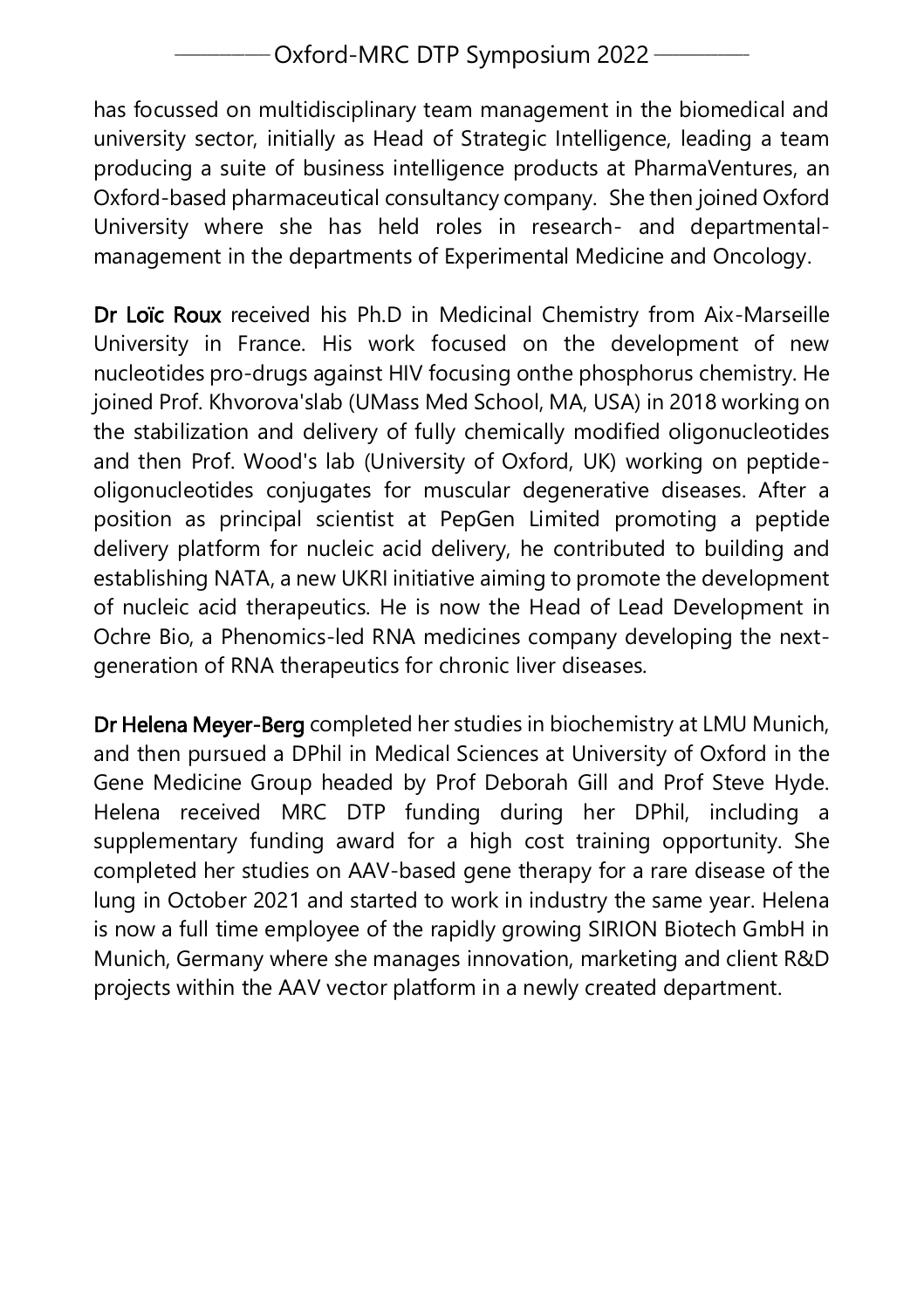has focussed on multidisciplinary team management in the biomedical and university sector, initially as Head of Strategic Intelligence, leading a team producing a suite of business intelligence products at PharmaVentures, an Oxford-based pharmaceutical consultancy company. She then joined Oxford University where she has held roles in research- and departmental-management in the departments of Experimental Medicine and Oncology.

**Dr Loïc Roux** received his Ph.D in Medicinal Chemistry from Aix-Marseille University in France. His work focused on the development of new nucleotides pro-drugs against HIV focusing onthe phosphorus chemistry. He joined Prof. Khvorova'slab (UMass Med School, MA, USA) in 2018 working on the stabilization and delivery of fully chemically modified oligonucleotides and then Prof. Wood's lab (University of Oxford, UK) working on peptide-oligonucleotides conjugates for muscular degenerative diseases. After a position as principal scientist at PepGen Limited promoting a peptide delivery platform for nucleic acid delivery, he contributed to building and establishing NATA, a new UKRI initiative aiming to promote the development of nucleic acid therapeutics. He is now the Head of Lead Development in Ochre Bio, a Phenomics-led RNA medicines company developing the next-generation of RNA therapeutics for chronic liver diseases.

**Dr Helena Meyer-Berg** completed her studies in biochemistry at LMU Munich, and then pursued a DPhil in Medical Sciences at University of Oxford in the Gene Medicine Group headed by Prof Deborah Gill and Prof Steve Hyde. Helena received MRC DTP funding during her DPhil, including a supplementary funding award for a high cost training opportunity. She completed her studies on AAV-based gene therapy for a rare disease of the lung in October 2021 and started to work in industry the same year. Helena is now a full time employee of the rapidly growing SIRION Biotech GmbH in Munich, Germany where she manages innovation, marketing and client R&D projects within the AAV vector platform in a newly created department.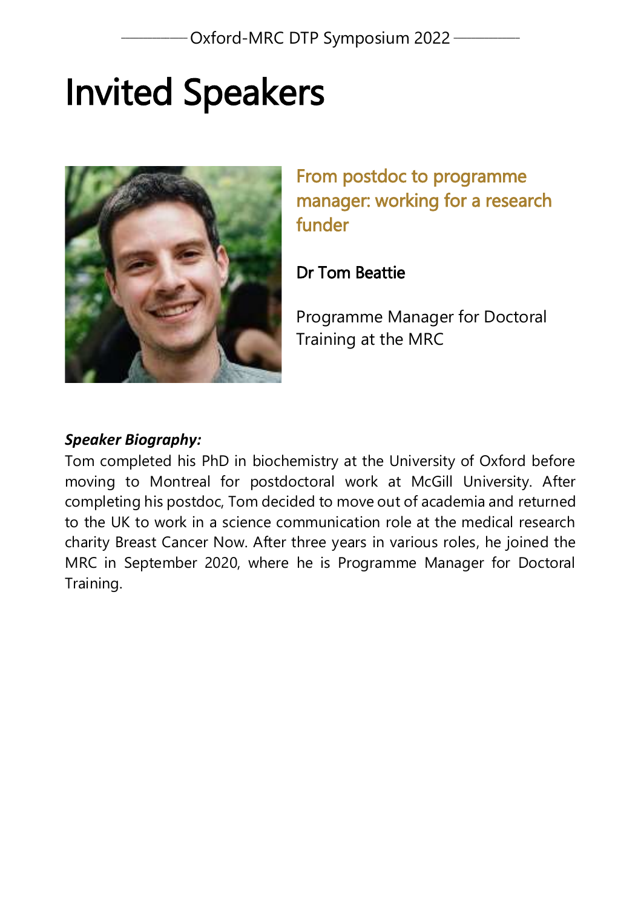# Invited Speakers

## From postdoc to programme manager: working for a research funder

**Dr Tom Beattie**

Programme Manager for Doctoral Training at the MRC

***Speaker Biography:***

Tom completed his PhD in biochemistry at the University of Oxford before moving to Montreal for postdoctoral work at McGill University. After completing his postdoc, Tom decided to move out of academia and returned to the UK to work in a science communication role at the medical research charity Breast Cancer Now. After three years in various roles, he joined the MRC in September 2020, where he is Programme Manager for Doctoral Training.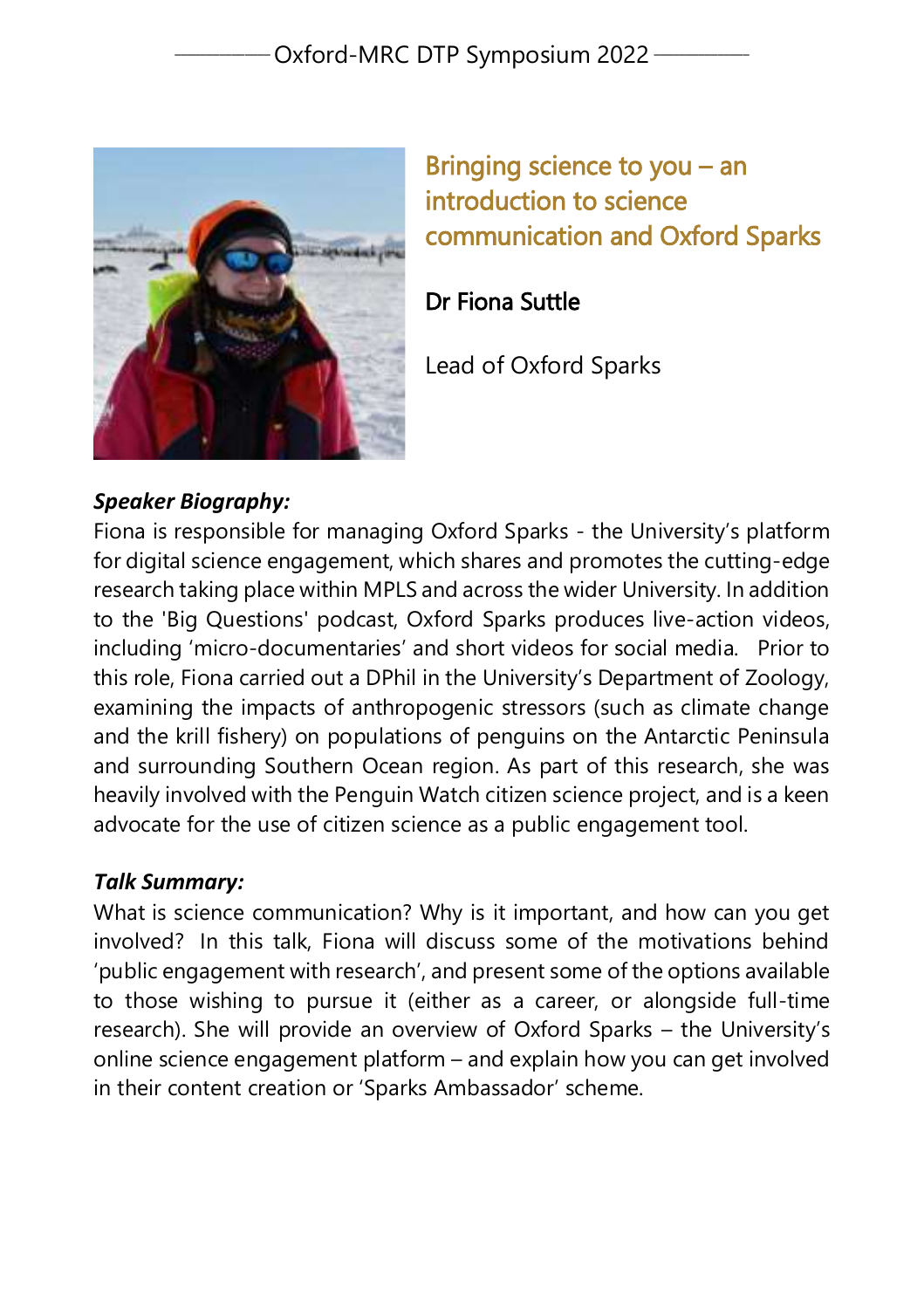## Bringing science to you – an introduction to science communication and Oxford Sparks

**Dr Fiona Suttle**

Lead of Oxford Sparks

***Speaker Biography:***

Fiona is responsible for managing Oxford Sparks - the University's platform for digital science engagement, which shares and promotes the cutting-edge research taking place within MPLS and across the wider University. In addition to the 'Big Questions' podcast, Oxford Sparks produces live-action videos, including 'micro-documentaries' and short videos for social media. Prior to this role, Fiona carried out a DPhil in the University's Department of Zoology, examining the impacts of anthropogenic stressors (such as climate change and the krill fishery) on populations of penguins on the Antarctic Peninsula and surrounding Southern Ocean region. As part of this research, she was heavily involved with the Penguin Watch citizen science project, and is a keen advocate for the use of citizen science as a public engagement tool.

***Talk Summary:***

What is science communication? Why is it important, and how can you get involved? In this talk, Fiona will discuss some of the motivations behind 'public engagement with research', and present some of the options available to those wishing to pursue it (either as a career, or alongside full-time research). She will provide an overview of Oxford Sparks – the University's online science engagement platform – and explain how you can get involved in their content creation or 'Sparks Ambassador' scheme.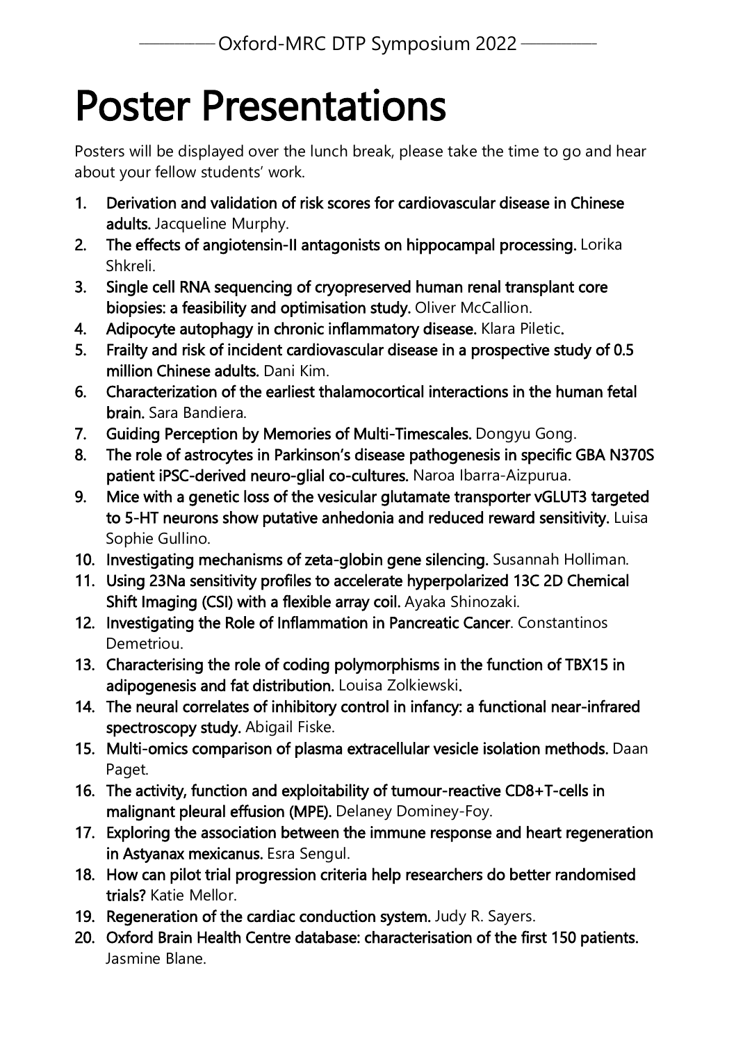# Poster Presentations

Posters will be displayed over the lunch break, please take the time to go and hear about your fellow students' work.

1. **Derivation and validation of risk scores for cardiovascular disease in Chinese adults.** Jacqueline Murphy.
2. **The effects of angiotensin-II antagonists on hippocampal processing.** Lorika Shkreli.
3. **Single cell RNA sequencing of cryopreserved human renal transplant core biopsies: a feasibility and optimisation study.** Oliver McCallion.
4. **Adipocyte autophagy in chronic inflammatory disease.** Klara Piletic.
5. **Frailty and risk of incident cardiovascular disease in a prospective study of 0.5 million Chinese adults.** Dani Kim.
6. **Characterization of the earliest thalamocortical interactions in the human fetal brain.** Sara Bandiera.
7. **Guiding Perception by Memories of Multi-Timescales.** Dongyu Gong.
8. **The role of astrocytes in Parkinson's disease pathogenesis in specific GBA N370S patient iPSC-derived neuro-glial co-cultures.** Naroa Ibarra-Aizpurua.
9. **Mice with a genetic loss of the vesicular glutamate transporter vGLUT3 targeted to 5-HT neurons show putative anhedonia and reduced reward sensitivity.** Luisa Sophie Gullino.
10. **Investigating mechanisms of zeta-globin gene silencing.** Susannah Holliman.
11. **Using 23Na sensitivity profiles to accelerate hyperpolarized 13C 2D Chemical Shift Imaging (CSI) with a flexible array coil.** Ayaka Shinozaki.
12. **Investigating the Role of Inflammation in Pancreatic Cancer**. Constantinos Demetriou.
13. **Characterising the role of coding polymorphisms in the function of TBX15 in adipogenesis and fat distribution.** Louisa Zolkiewski.
14. **The neural correlates of inhibitory control in infancy: a functional near-infrared spectroscopy study.** Abigail Fiske.
15. **Multi-omics comparison of plasma extracellular vesicle isolation methods.** Daan Paget.
16. **The activity, function and exploitability of tumour-reactive CD8+T-cells in malignant pleural effusion (MPE).** Delaney Dominey-Foy.
17. **Exploring the association between the immune response and heart regeneration in Astyanax mexicanus.** Esra Sengul.
18. **How can pilot trial progression criteria help researchers do better randomised trials?** Katie Mellor.
19. **Regeneration of the cardiac conduction system.** Judy R. Sayers.
20. **Oxford Brain Health Centre database: characterisation of the first 150 patients.** Jasmine Blane.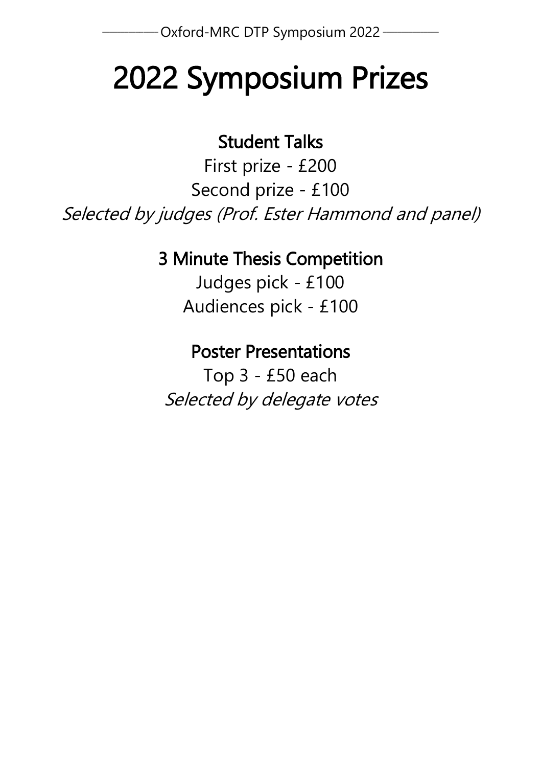# 2022 Symposium Prizes

## Student Talks

First prize - £200

Second prize - £100

*Selected by judges (Prof. Ester Hammond and panel)*

## 3 Minute Thesis Competition

Judges pick - £100

Audiences pick - £100

## Poster Presentations

Top 3 - £50 each

*Selected by delegate votes*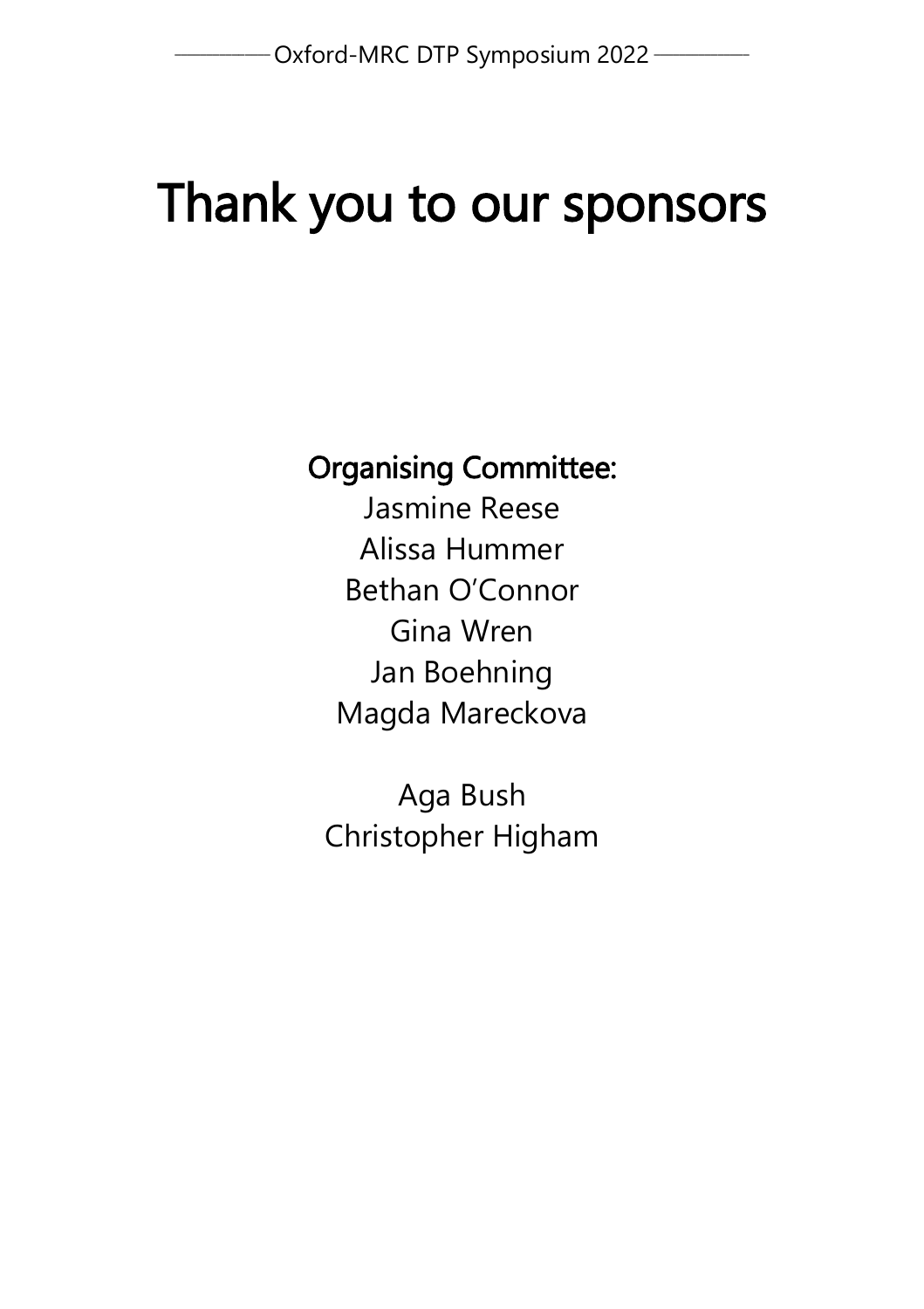# Thank you to our sponsors

**Organising Committee:**

Jasmine Reese
Alissa Hummer
Bethan O'Connor
Gina Wren
Jan Boehning
Magda Mareckova

Aga Bush
Christopher Higham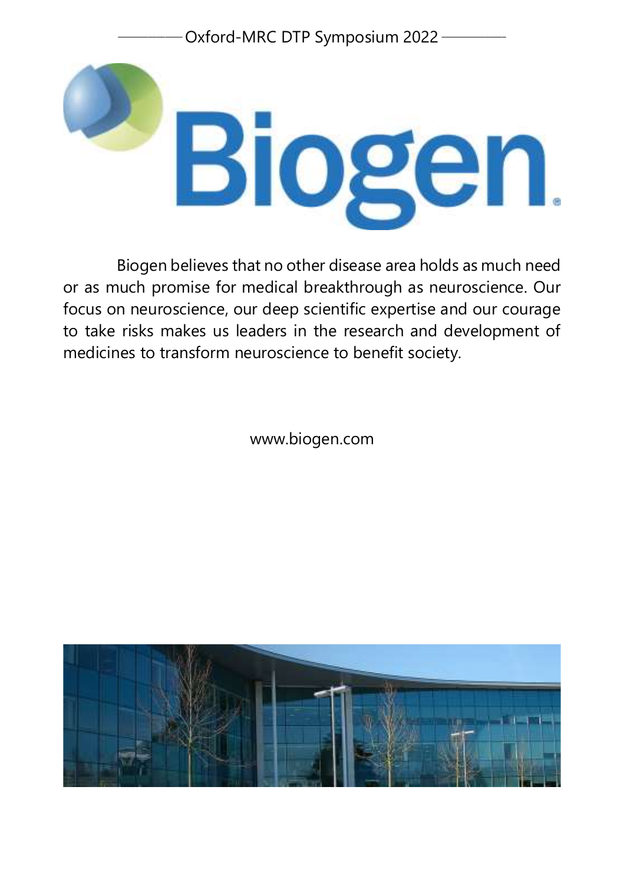# Biogen

Biogen believes that no other disease area holds as much need or as much promise for medical breakthrough as neuroscience. Our focus on neuroscience, our deep scientific expertise and our courage to take risks makes us leaders in the research and development of medicines to transform neuroscience to benefit society.

www.biogen.com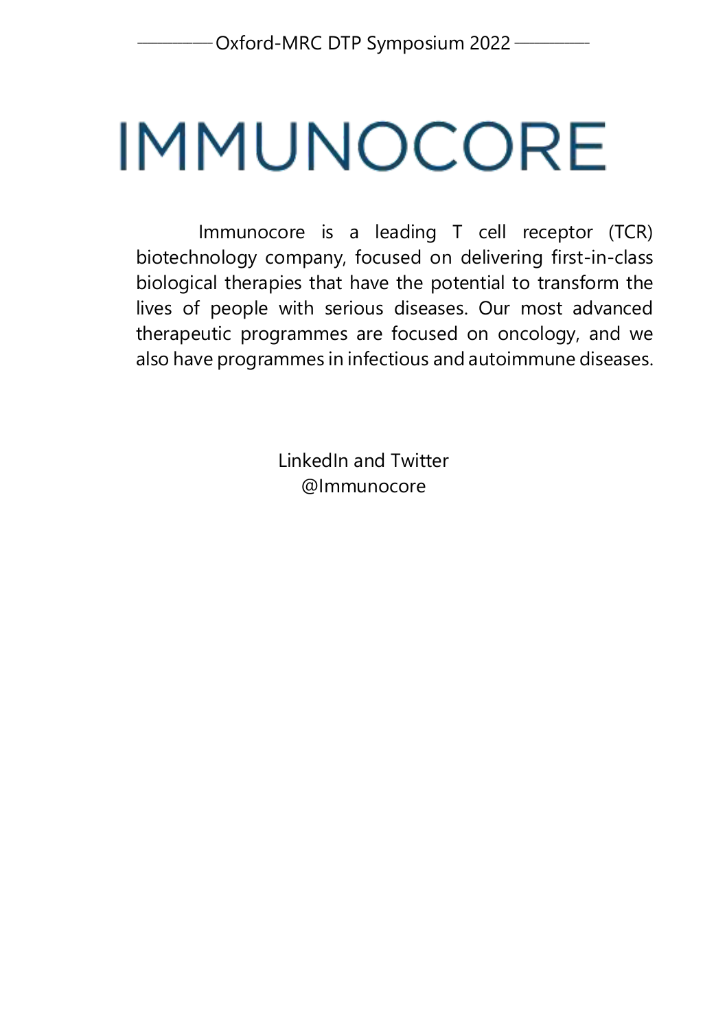# IMMUNOCORE

Immunocore is a leading T cell receptor (TCR) biotechnology company, focused on delivering first-in-class biological therapies that have the potential to transform the lives of people with serious diseases. Our most advanced therapeutic programmes are focused on oncology, and we also have programmes in infectious and autoimmune diseases.

LinkedIn and Twitter
@Immunocore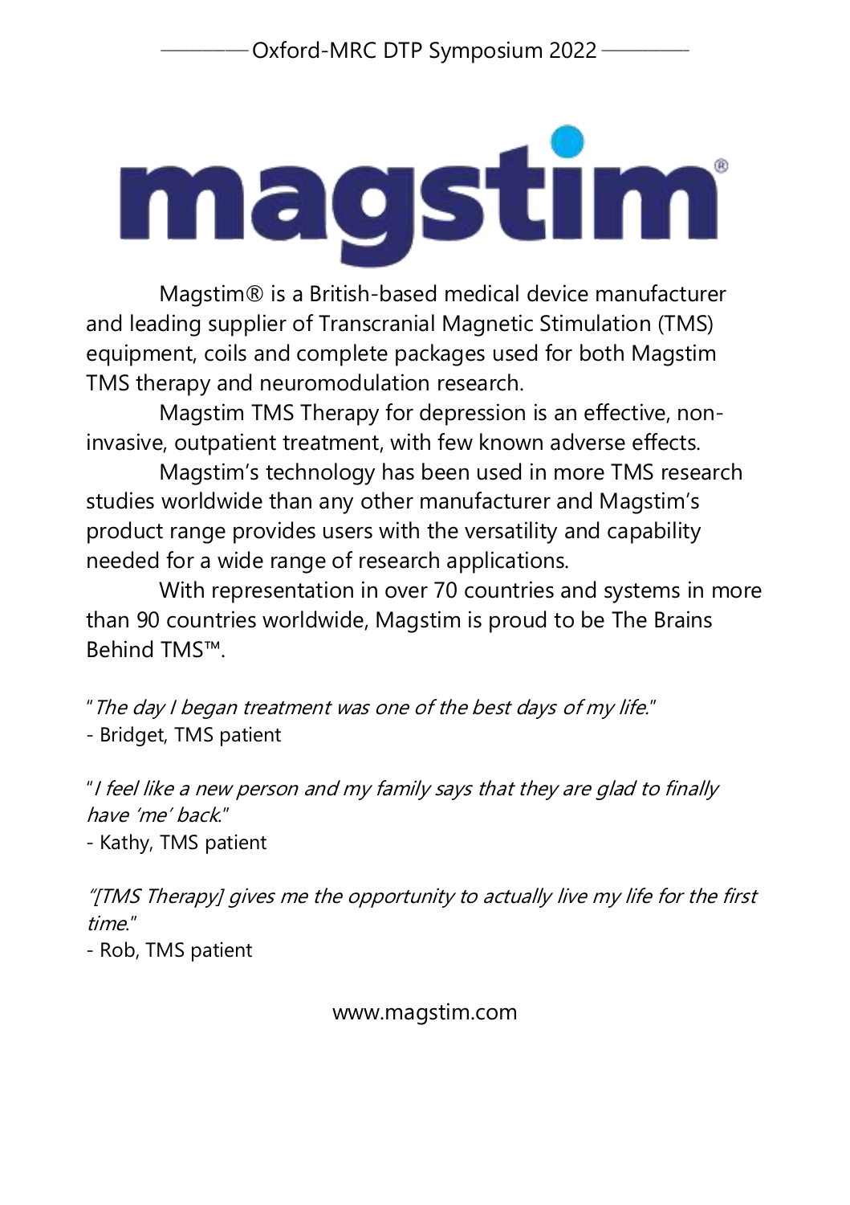# magstim®

Magstim® is a British-based medical device manufacturer and leading supplier of Transcranial Magnetic Stimulation (TMS) equipment, coils and complete packages used for both Magstim TMS therapy and neuromodulation research.

Magstim TMS Therapy for depression is an effective, non-invasive, outpatient treatment, with few known adverse effects.

Magstim's technology has been used in more TMS research studies worldwide than any other manufacturer and Magstim's product range provides users with the versatility and capability needed for a wide range of research applications.

With representation in over 70 countries and systems in more than 90 countries worldwide, Magstim is proud to be The Brains Behind TMS™.

"*The day I began treatment was one of the best days of my life.*"
- Bridget, TMS patient

"*I feel like a new person and my family says that they are glad to finally have 'me' back.*"
- Kathy, TMS patient

"*[TMS Therapy] gives me the opportunity to actually live my life for the first time.*"
- Rob, TMS patient

www.magstim.com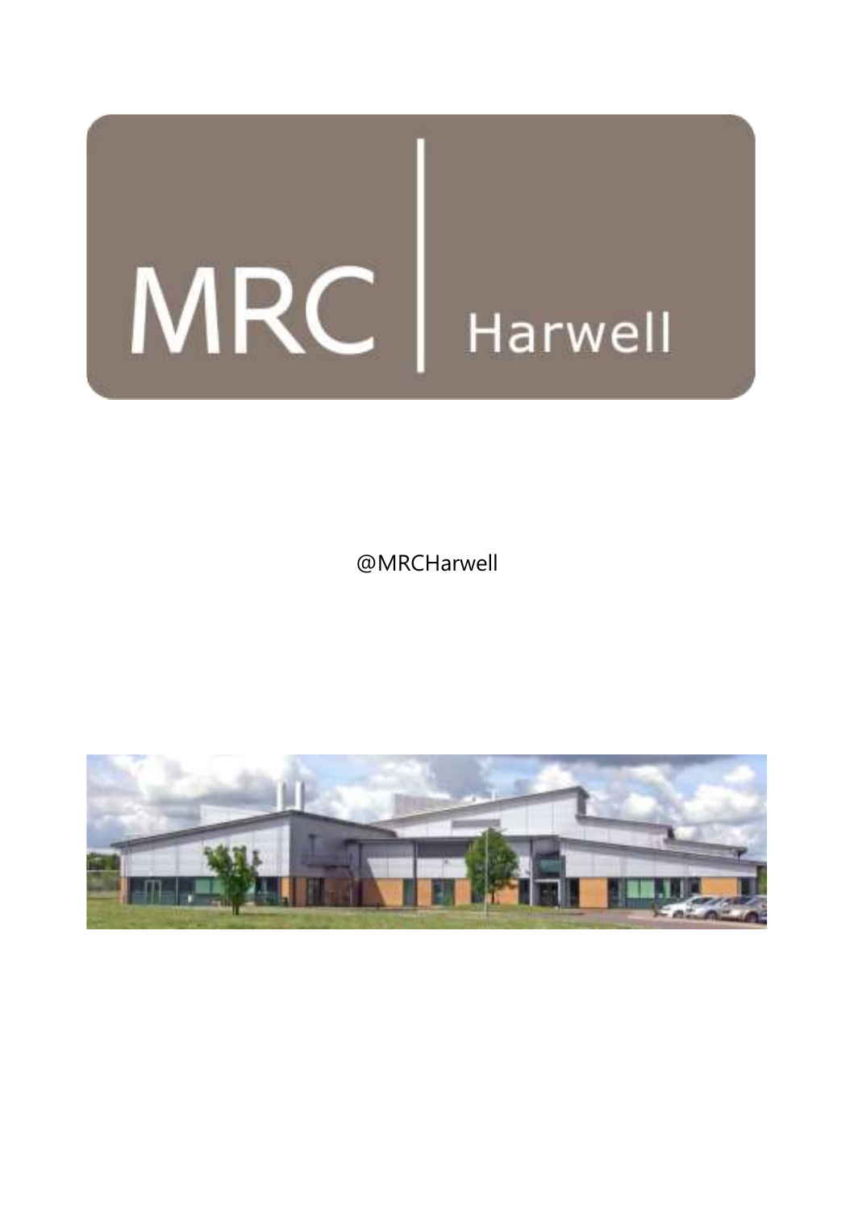MRC | Harwell

@MRCHarwell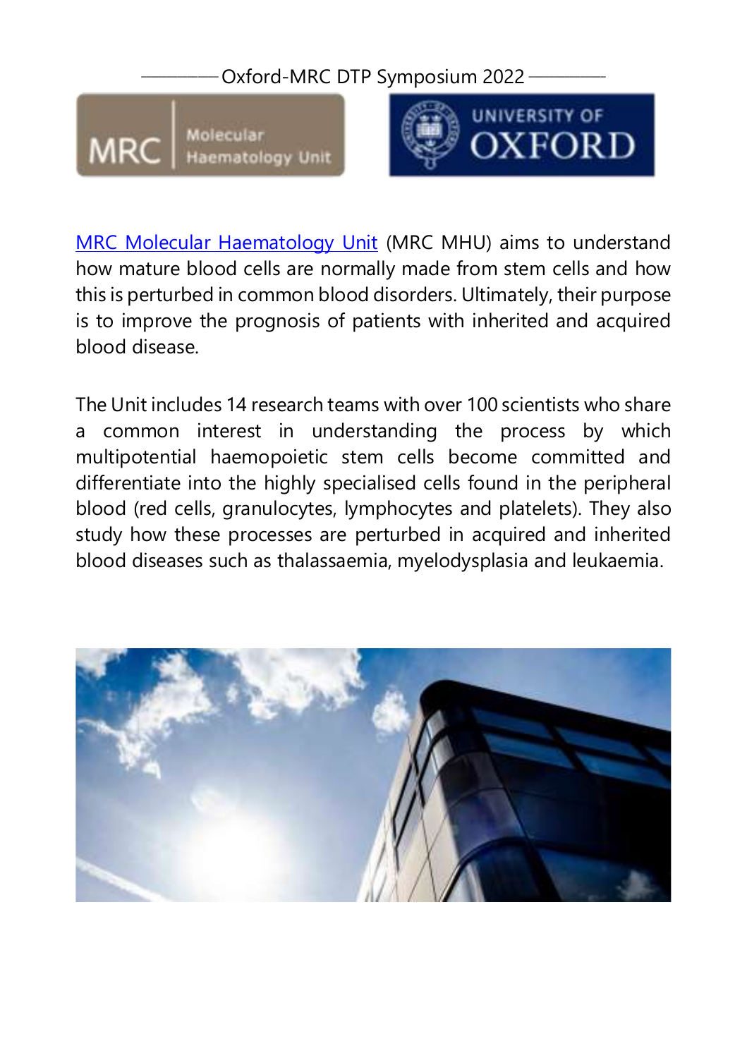[MRC Molecular Haematology Unit](MRC Molecular Haematology Unit) (MRC MHU) aims to understand how mature blood cells are normally made from stem cells and how this is perturbed in common blood disorders. Ultimately, their purpose is to improve the prognosis of patients with inherited and acquired blood disease.

The Unit includes 14 research teams with over 100 scientists who share a common interest in understanding the process by which multipotential haemopoietic stem cells become committed and differentiate into the highly specialised cells found in the peripheral blood (red cells, granulocytes, lymphocytes and platelets). They also study how these processes are perturbed in acquired and inherited blood diseases such as thalassaemia, myelodysplasia and leukaemia.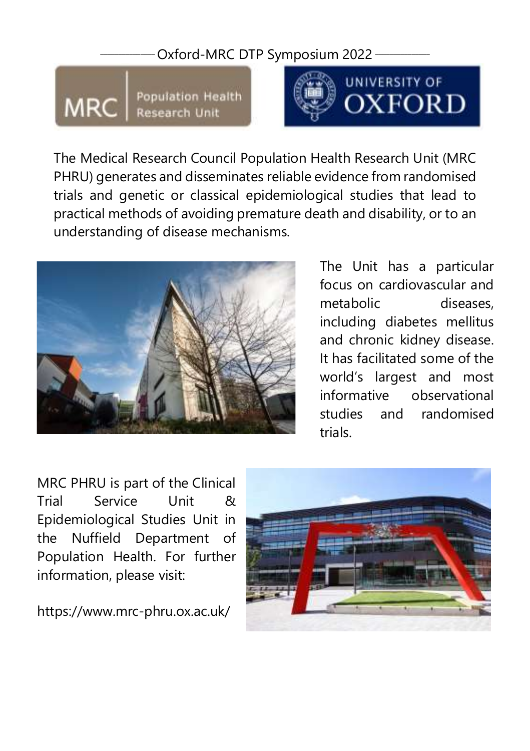Oxford-MRC DTP Symposium 2022

MRC | Population Health Research Unit

UNIVERSITY OF OXFORD

The Medical Research Council Population Health Research Unit (MRC PHRU) generates and disseminates reliable evidence from randomised trials and genetic or classical epidemiological studies that lead to practical methods of avoiding premature death and disability, or to an understanding of disease mechanisms.

The Unit has a particular focus on cardiovascular and metabolic diseases, including diabetes mellitus and chronic kidney disease. It has facilitated some of the world's largest and most informative observational studies and randomised trials.

MRC PHRU is part of the Clinical Trial Service Unit & Epidemiological Studies Unit in the Nuffield Department of Population Health. For further information, please visit:

https://www.mrc-phru.ox.ac.uk/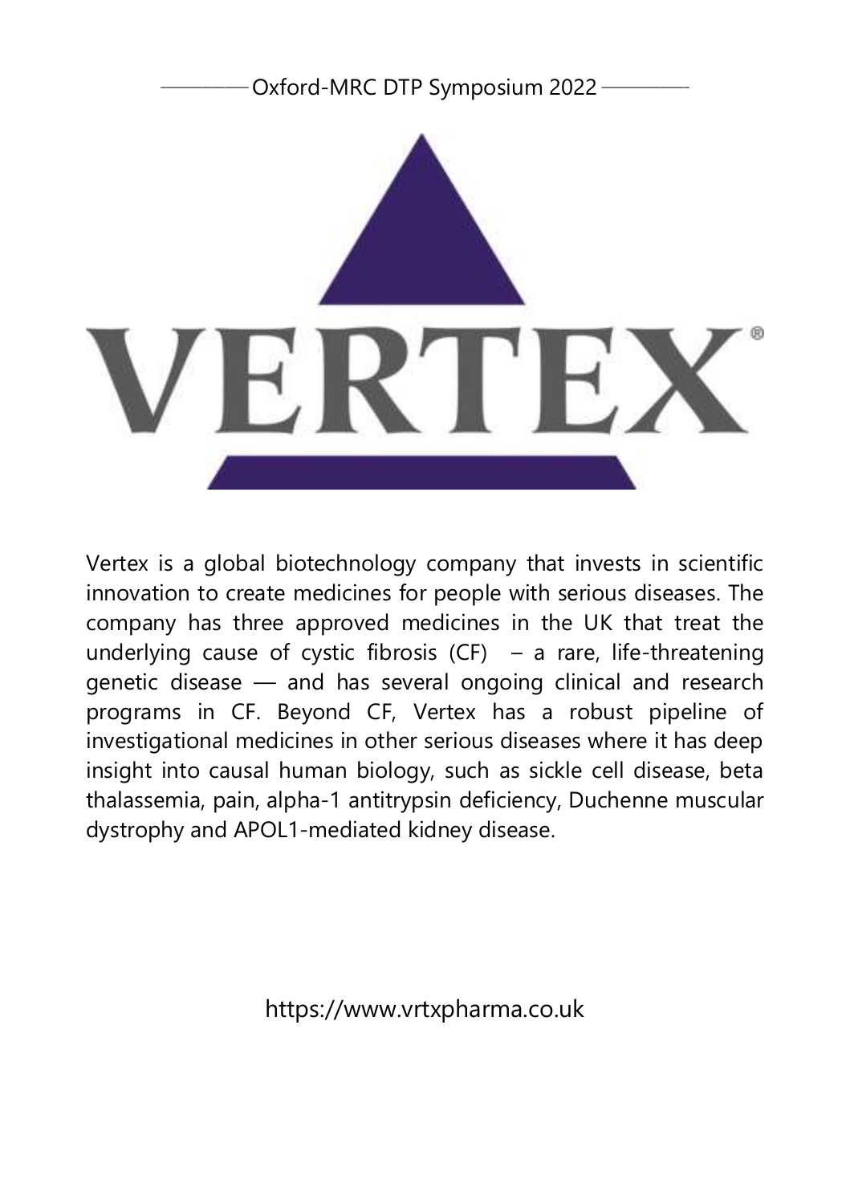VERTEX®

Vertex is a global biotechnology company that invests in scientific innovation to create medicines for people with serious diseases. The company has three approved medicines in the UK that treat the underlying cause of cystic fibrosis (CF) – a rare, life-threatening genetic disease — and has several ongoing clinical and research programs in CF. Beyond CF, Vertex has a robust pipeline of investigational medicines in other serious diseases where it has deep insight into causal human biology, such as sickle cell disease, beta thalassemia, pain, alpha-1 antitrypsin deficiency, Duchenne muscular dystrophy and APOL1-mediated kidney disease.

https://www.vrtxpharma.co.uk